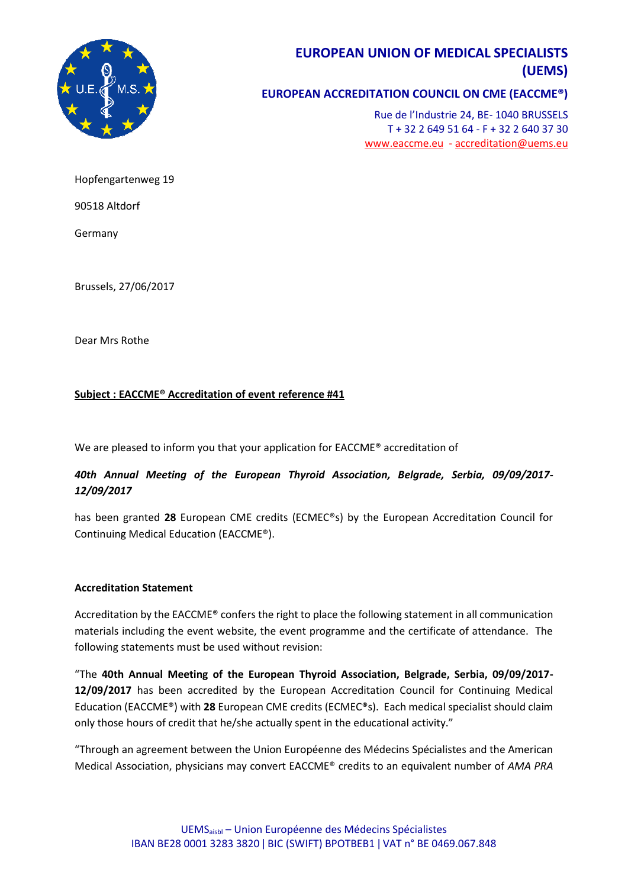# EUROPEAN UNION OF MEDICAL SPECIALISTS (UEMS)

## EUROPEAN ACCREDITATION COUNCIL ON CME (EACCME®)

Rue de l'Industrie 24, BE- 1040 BRUSSELS
T + 32 2 649 51 64 - F + 32 2 640 37 30
www.eaccme.eu - accreditation@uems.eu

Hopfengartenweg 19

90518 Altdorf

Germany

Brussels, 27/06/2017

Dear Mrs Rothe

**Subject : EACCME® Accreditation of event reference #41**

We are pleased to inform you that your application for EACCME® accreditation of

***40th Annual Meeting of the European Thyroid Association, Belgrade, Serbia, 09/09/2017-12/09/2017***

has been granted **28** European CME credits (ECMEC®s) by the European Accreditation Council for Continuing Medical Education (EACCME®).

**Accreditation Statement**

Accreditation by the EACCME® confers the right to place the following statement in all communication materials including the event website, the event programme and the certificate of attendance. The following statements must be used without revision:

"The **40th Annual Meeting of the European Thyroid Association, Belgrade, Serbia, 09/09/2017-12/09/2017** has been accredited by the European Accreditation Council for Continuing Medical Education (EACCME®) with **28** European CME credits (ECMEC®s). Each medical specialist should claim only those hours of credit that he/she actually spent in the educational activity."

"Through an agreement between the Union Européenne des Médecins Spécialistes and the American Medical Association, physicians may convert EACCME® credits to an equivalent number of *AMA PRA*

UEMS aisbl – Union Européenne des Médecins Spécialistes
IBAN BE28 0001 3283 3820 | BIC (SWIFT) BPOTBEB1 | VAT n° BE 0469.067.848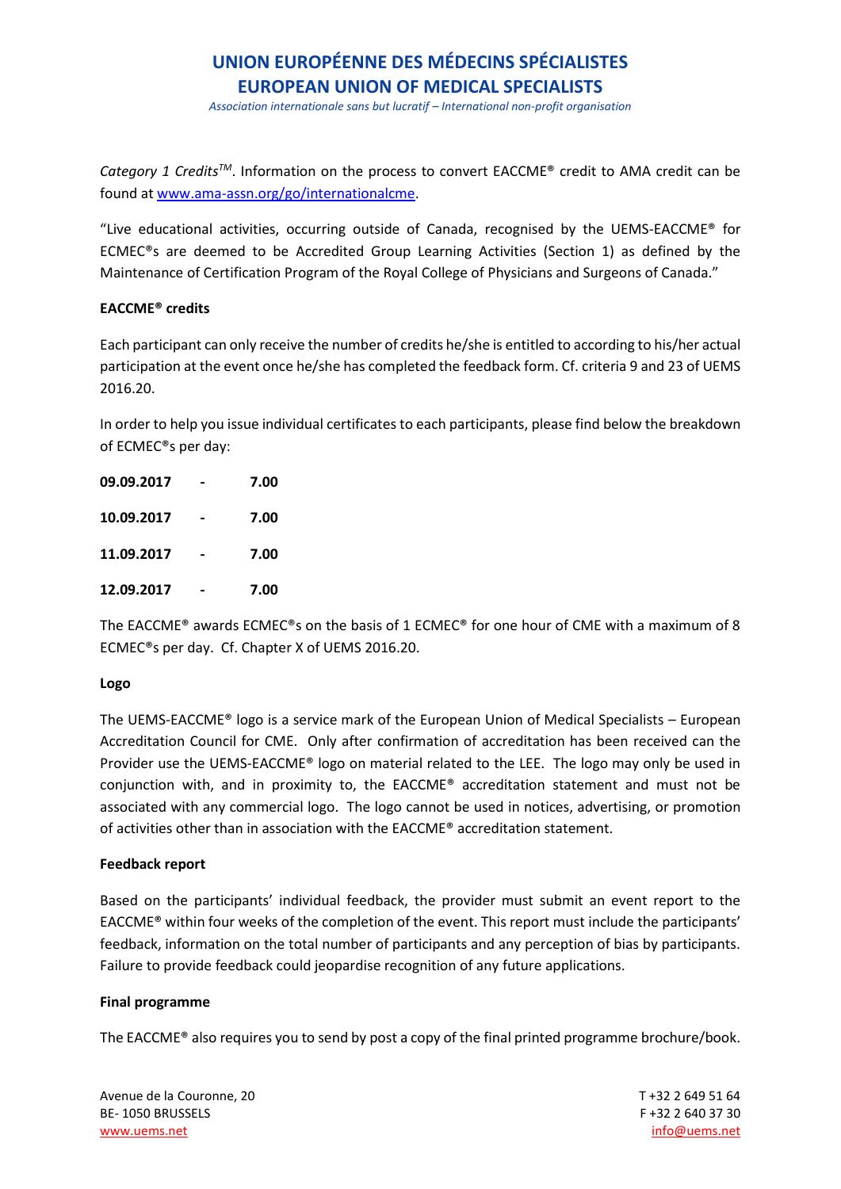*Category 1 Credits*TM. Information on the process to convert EACCME® credit to AMA credit can be found at [www.ama-assn.org/go/internationalcme](http://www.ama-assn.org/go/internationalcme).

"Live educational activities, occurring outside of Canada, recognised by the UEMS-EACCME® for ECMEC®s are deemed to be Accredited Group Learning Activities (Section 1) as defined by the Maintenance of Certification Program of the Royal College of Physicians and Surgeons of Canada."

**EACCME® credits**

Each participant can only receive the number of credits he/she is entitled to according to his/her actual participation at the event once he/she has completed the feedback form. Cf. criteria 9 and 23 of UEMS 2016.20.

In order to help you issue individual certificates to each participants, please find below the breakdown of ECMEC®s per day:

**09.09.2017 - 7.00**

**10.09.2017 - 7.00**

**11.09.2017 - 7.00**

**12.09.2017 - 7.00**

The EACCME® awards ECMEC®s on the basis of 1 ECMEC® for one hour of CME with a maximum of 8 ECMEC®s per day. Cf. Chapter X of UEMS 2016.20.

**Logo**

The UEMS-EACCME® logo is a service mark of the European Union of Medical Specialists – European Accreditation Council for CME. Only after confirmation of accreditation has been received can the Provider use the UEMS-EACCME® logo on material related to the LEE. The logo may only be used in conjunction with, and in proximity to, the EACCME® accreditation statement and must not be associated with any commercial logo. The logo cannot be used in notices, advertising, or promotion of activities other than in association with the EACCME® accreditation statement.

**Feedback report**

Based on the participants' individual feedback, the provider must submit an event report to the EACCME® within four weeks of the completion of the event. This report must include the participants' feedback, information on the total number of participants and any perception of bias by participants. Failure to provide feedback could jeopardise recognition of any future applications.

**Final programme**

The EACCME® also requires you to send by post a copy of the final printed programme brochure/book.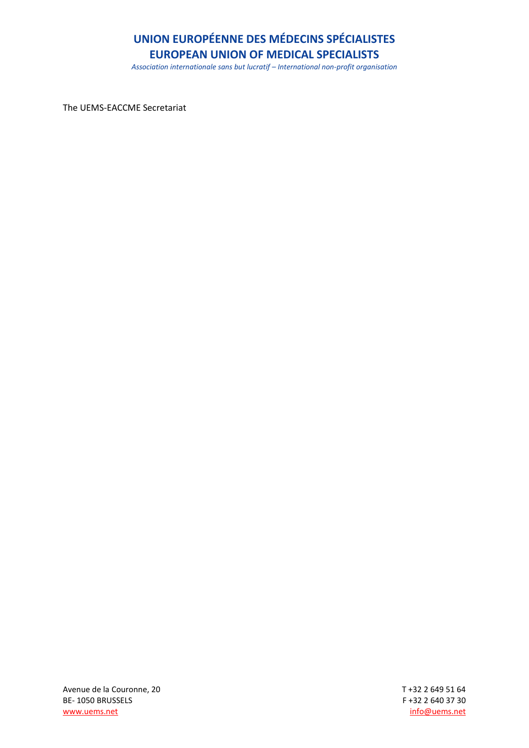The UEMS-EACCME Secretariat